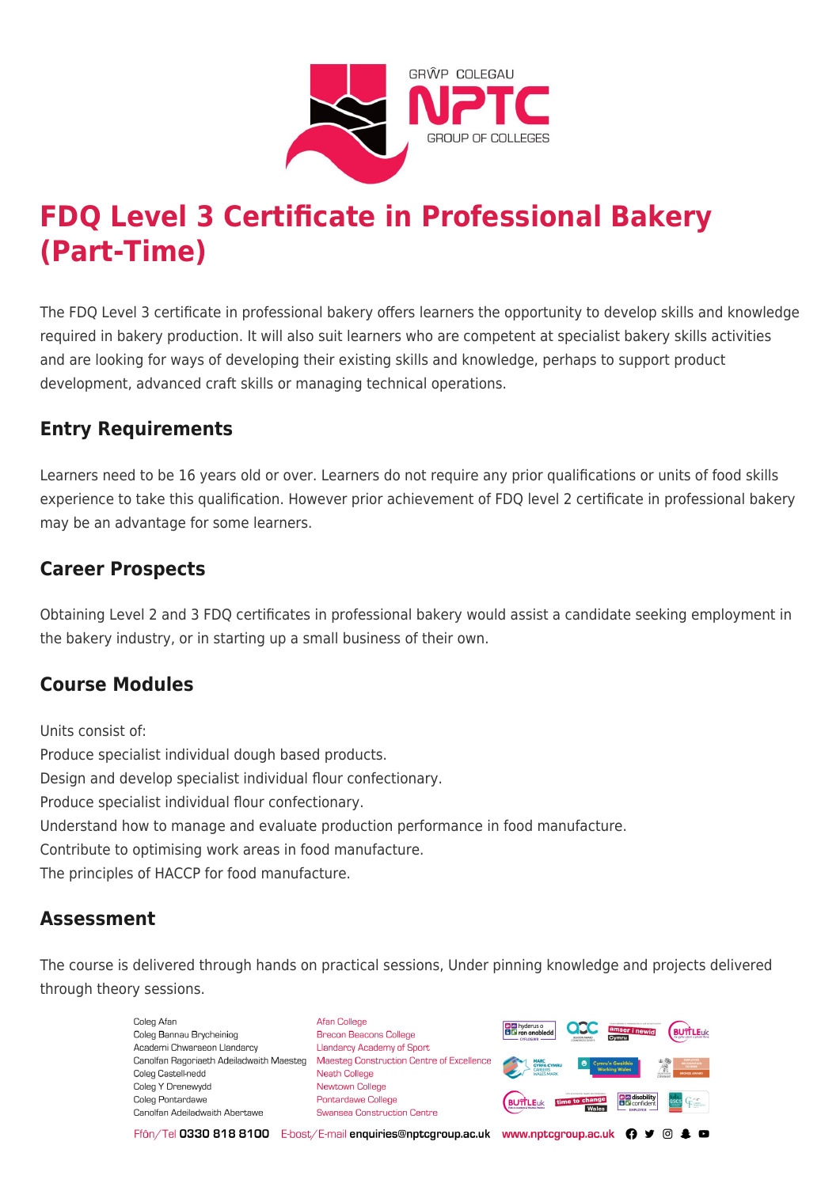# FDQ Level 3 Certificate in Professional Bakery (Part-Time)

The FDQ Level 3 certificate in professional bakery offers learners the opportunity to develop skills and knowledge required in bakery production. It will also suit learners who are competent at specialist bakery skills activities and are looking for ways of developing their existing skills and knowledge, perhaps to support product development, advanced craft skills or managing technical operations.

## Entry Requirements

Learners need to be 16 years old or over. Learners do not require any prior qualifications or units of food skills experience to take this qualification. However prior achievement of FDQ level 2 certificate in professional bakery may be an advantage for some learners.

## Career Prospects

Obtaining Level 2 and 3 FDQ certificates in professional bakery would assist a candidate seeking employment in the bakery industry, or in starting up a small business of their own.

## Course Modules

Units consist of:
Produce specialist individual dough based products.
Design and develop specialist individual flour confectionary.
Produce specialist individual flour confectionary.
Understand how to manage and evaluate production performance in food manufacture.
Contribute to optimising work areas in food manufacture.
The principles of HACCP for food manufacture.

## Assessment

The course is delivered through hands on practical sessions, Under pinning knowledge and projects delivered through theory sessions.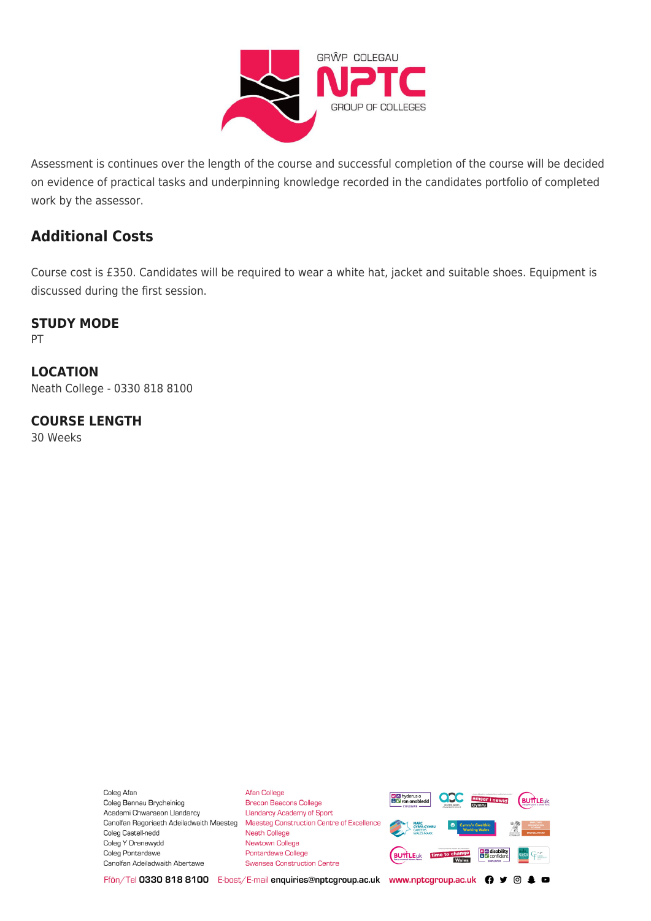Assessment is continues over the length of the course and successful completion of the course will be decided on evidence of practical tasks and underpinning knowledge recorded in the candidates portfolio of completed work by the assessor.

## Additional Costs

Course cost is £350. Candidates will be required to wear a white hat, jacket and suitable shoes. Equipment is discussed during the first session.

**STUDY MODE**
PT

**LOCATION**
Neath College - 0330 818 8100

**COURSE LENGTH**
30 Weeks